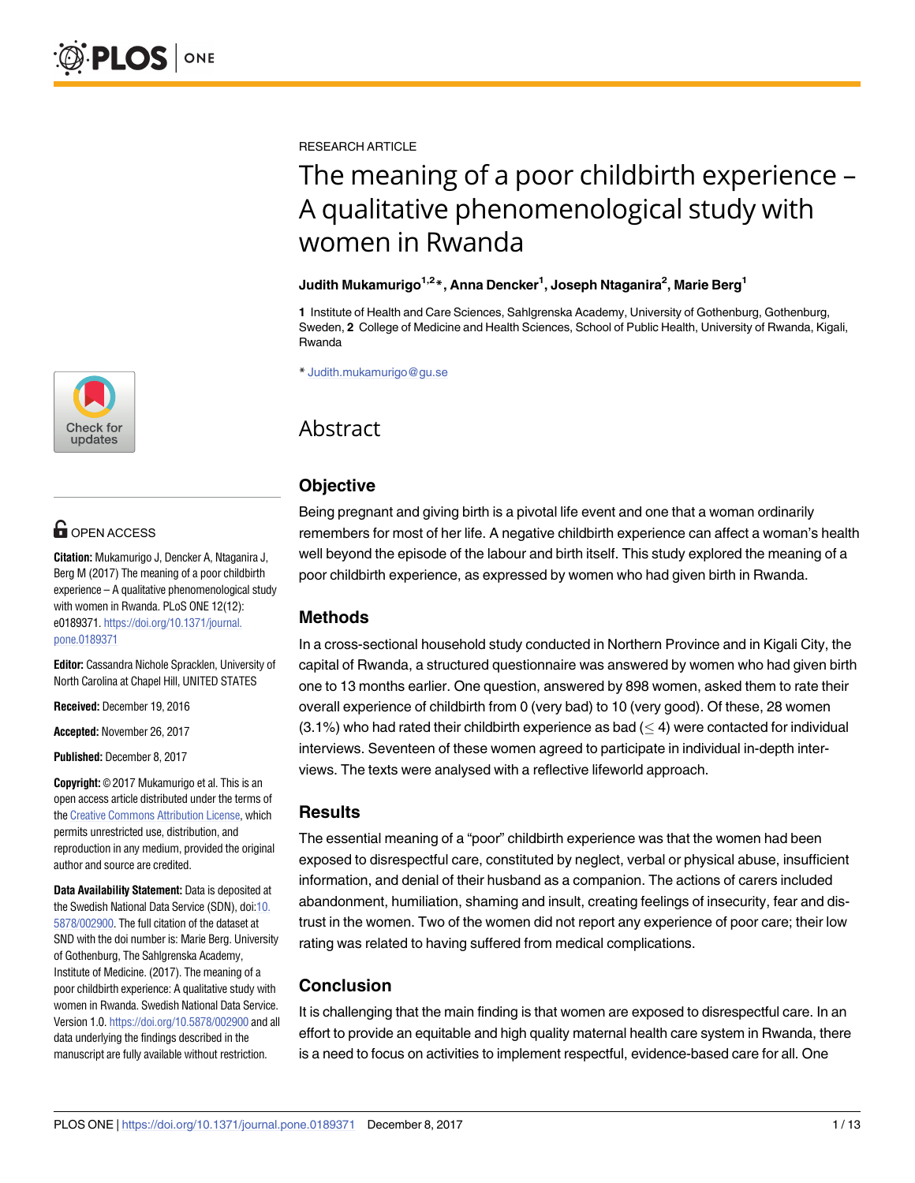RESEARCH ARTICLE

# The meaning of a poor childbirth experience – A qualitative phenomenological study with women in Rwanda

**Judith Mukamurigo[1,2]\*, Anna Dencker[1], Joseph Ntaganira[2], Marie Berg[1]**

**1** Institute of Health and Care Sciences, Sahlgrenska Academy, University of Gothenburg, Gothenburg, Sweden, **2** College of Medicine and Health Sciences, School of Public Health, University of Rwanda, Kigali, Rwanda

\* Judith.mukamurigo@gu.se

## Abstract

### Objective

Being pregnant and giving birth is a pivotal life event and one that a woman ordinarily remembers for most of her life. A negative childbirth experience can affect a woman's health well beyond the episode of the labour and birth itself. This study explored the meaning of a poor childbirth experience, as expressed by women who had given birth in Rwanda.

### Methods

In a cross-sectional household study conducted in Northern Province and in Kigali City, the capital of Rwanda, a structured questionnaire was answered by women who had given birth one to 13 months earlier. One question, answered by 898 women, asked them to rate their overall experience of childbirth from 0 (very bad) to 10 (very good). Of these, 28 women (3.1%) who had rated their childbirth experience as bad ($\leq$ 4) were contacted for individual interviews. Seventeen of these women agreed to participate in individual in-depth interviews. The texts were analysed with a reflective lifeworld approach.

### Results

The essential meaning of a "poor" childbirth experience was that the women had been exposed to disrespectful care, constituted by neglect, verbal or physical abuse, insufficient information, and denial of their husband as a companion. The actions of carers included abandonment, humiliation, shaming and insult, creating feelings of insecurity, fear and distrust in the women. Two of the women did not report any experience of poor care; their low rating was related to having suffered from medical complications.

### Conclusion

It is challenging that the main finding is that women are exposed to disrespectful care. In an effort to provide an equitable and high quality maternal health care system in Rwanda, there is a need to focus on activities to implement respectful, evidence-based care for all. One

OPEN ACCESS

**Citation:** Mukamurigo J, Dencker A, Ntaganira J, Berg M (2017) The meaning of a poor childbirth experience – A qualitative phenomenological study with women in Rwanda. PLoS ONE 12(12): e0189371. https://doi.org/10.1371/journal.pone.0189371

**Editor:** Cassandra Nichole Spracklen, University of North Carolina at Chapel Hill, UNITED STATES

**Received:** December 19, 2016

**Accepted:** November 26, 2017

**Published:** December 8, 2017

**Copyright:** © 2017 Mukamurigo et al. This is an open access article distributed under the terms of the Creative Commons Attribution License, which permits unrestricted use, distribution, and reproduction in any medium, provided the original author and source are credited.

**Data Availability Statement:** Data is deposited at the Swedish National Data Service (SDN), doi:10.5878/002900. The full citation of the dataset at SND with the doi number is: Marie Berg. University of Gothenburg, The Sahlgrenska Academy, Institute of Medicine. (2017). The meaning of a poor childbirth experience: A qualitative study with women in Rwanda. Swedish National Data Service. Version 1.0. https://doi.org/10.5878/002900 and all data underlying the findings described in the manuscript are fully available without restriction.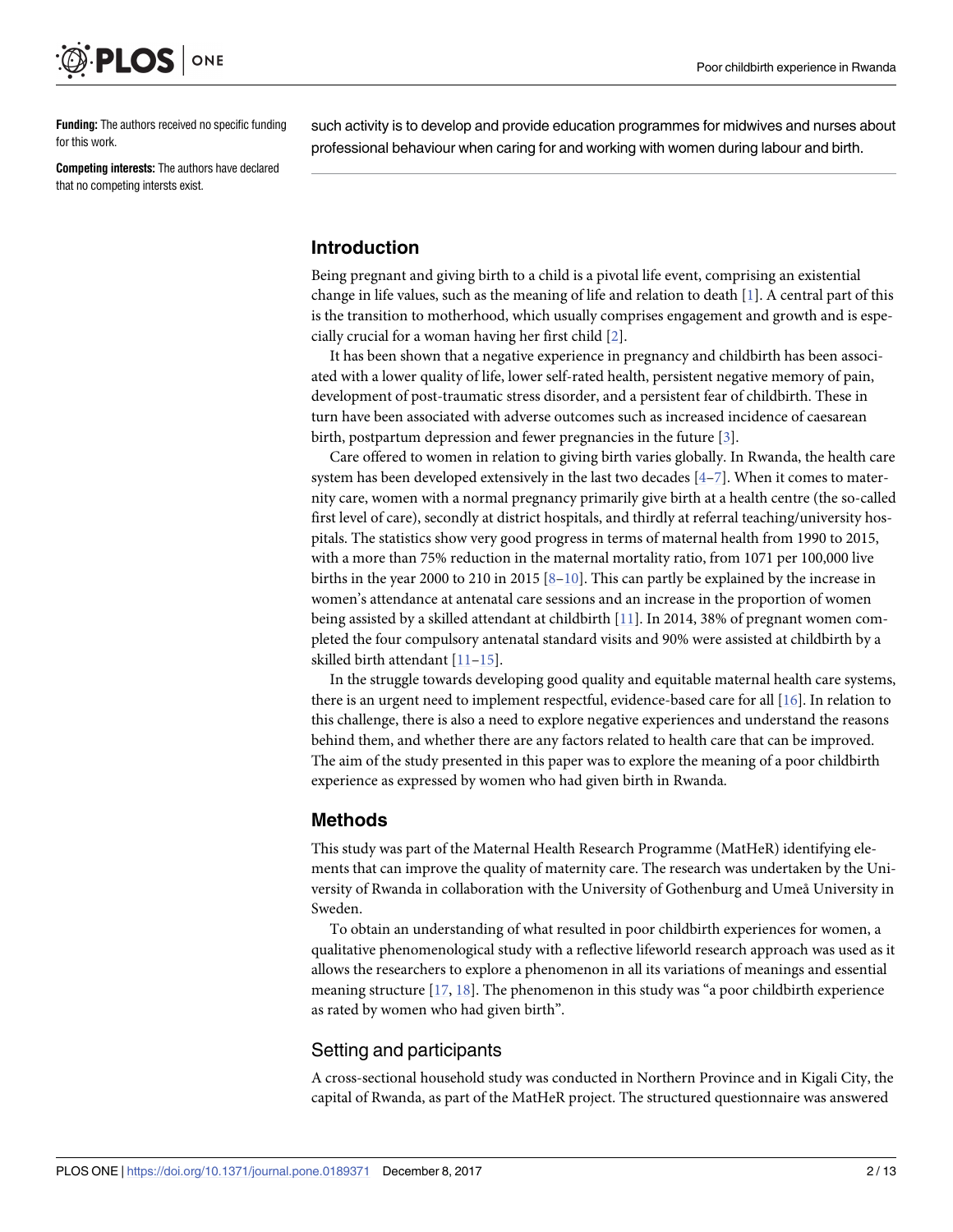**Funding:** The authors received no specific funding for this work.

**Competing interests:** The authors have declared that no competing intersts exist.

such activity is to develop and provide education programmes for midwives and nurses about professional behaviour when caring for and working with women during labour and birth.

## Introduction

Being pregnant and giving birth to a child is a pivotal life event, comprising an existential change in life values, such as the meaning of life and relation to death [1]. A central part of this is the transition to motherhood, which usually comprises engagement and growth and is especially crucial for a woman having her first child [2].

It has been shown that a negative experience in pregnancy and childbirth has been associated with a lower quality of life, lower self-rated health, persistent negative memory of pain, development of post-traumatic stress disorder, and a persistent fear of childbirth. These in turn have been associated with adverse outcomes such as increased incidence of caesarean birth, postpartum depression and fewer pregnancies in the future [3].

Care offered to women in relation to giving birth varies globally. In Rwanda, the health care system has been developed extensively in the last two decades [4–7]. When it comes to maternity care, women with a normal pregnancy primarily give birth at a health centre (the so-called first level of care), secondly at district hospitals, and thirdly at referral teaching/university hospitals. The statistics show very good progress in terms of maternal health from 1990 to 2015, with a more than 75% reduction in the maternal mortality ratio, from 1071 per 100,000 live births in the year 2000 to 210 in 2015 [8–10]. This can partly be explained by the increase in women's attendance at antenatal care sessions and an increase in the proportion of women being assisted by a skilled attendant at childbirth [11]. In 2014, 38% of pregnant women completed the four compulsory antenatal standard visits and 90% were assisted at childbirth by a skilled birth attendant [11–15].

In the struggle towards developing good quality and equitable maternal health care systems, there is an urgent need to implement respectful, evidence-based care for all [16]. In relation to this challenge, there is also a need to explore negative experiences and understand the reasons behind them, and whether there are any factors related to health care that can be improved. The aim of the study presented in this paper was to explore the meaning of a poor childbirth experience as expressed by women who had given birth in Rwanda.

## Methods

This study was part of the Maternal Health Research Programme (MatHeR) identifying elements that can improve the quality of maternity care. The research was undertaken by the University of Rwanda in collaboration with the University of Gothenburg and Umeå University in Sweden.

To obtain an understanding of what resulted in poor childbirth experiences for women, a qualitative phenomenological study with a reflective lifeworld research approach was used as it allows the researchers to explore a phenomenon in all its variations of meanings and essential meaning structure [17, 18]. The phenomenon in this study was "a poor childbirth experience as rated by women who had given birth".

### Setting and participants

A cross-sectional household study was conducted in Northern Province and in Kigali City, the capital of Rwanda, as part of the MatHeR project. The structured questionnaire was answered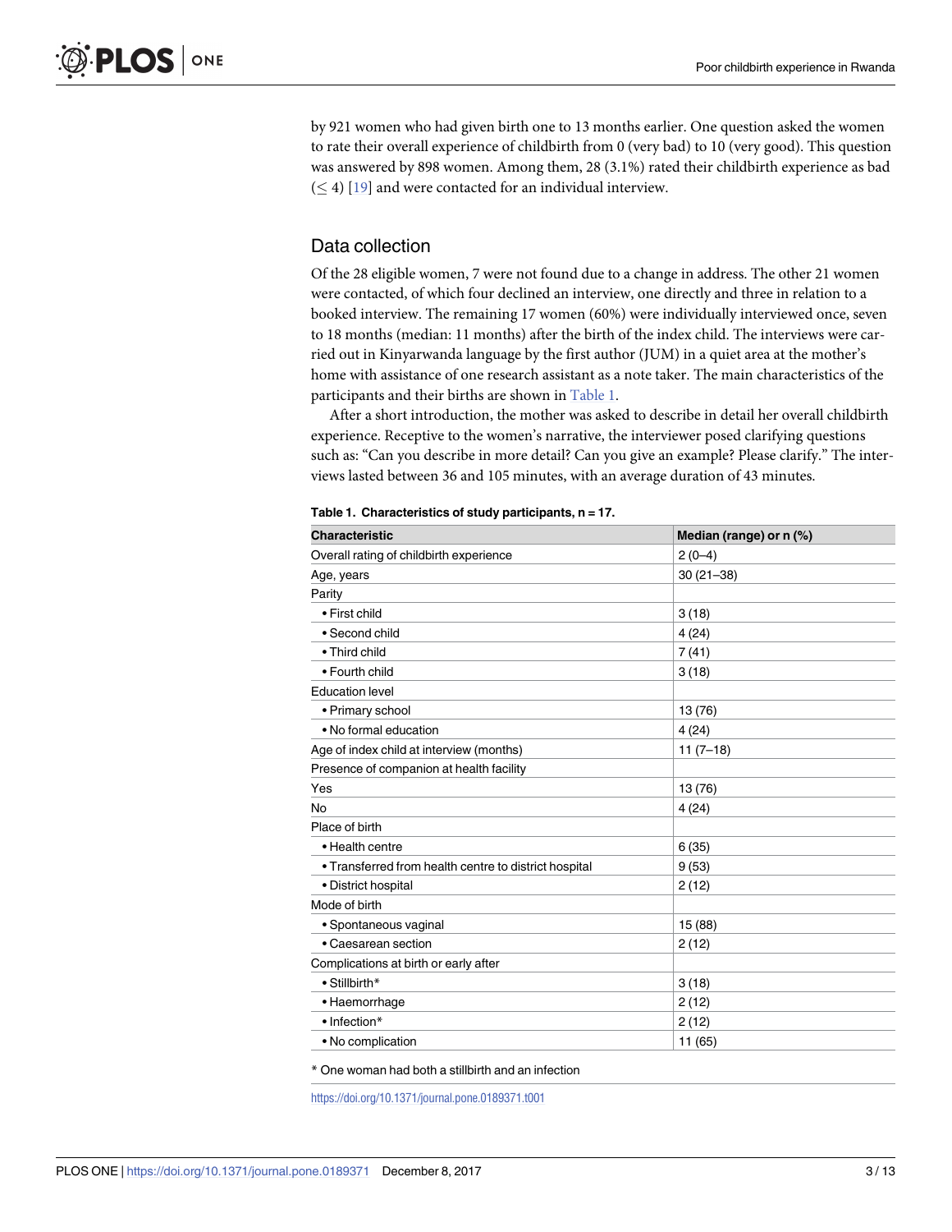by 921 women who had given birth one to 13 months earlier. One question asked the women to rate their overall experience of childbirth from 0 (very bad) to 10 (very good). This question was answered by 898 women. Among them, 28 (3.1%) rated their childbirth experience as bad ($\leq 4$) [19] and were contacted for an individual interview.

## Data collection

Of the 28 eligible women, 7 were not found due to a change in address. The other 21 women were contacted, of which four declined an interview, one directly and three in relation to a booked interview. The remaining 17 women (60%) were individually interviewed once, seven to 18 months (median: 11 months) after the birth of the index child. The interviews were carried out in Kinyarwanda language by the first author (JUM) in a quiet area at the mother's home with assistance of one research assistant as a note taker. The main characteristics of the participants and their births are shown in Table 1.

After a short introduction, the mother was asked to describe in detail her overall childbirth experience. Receptive to the women's narrative, the interviewer posed clarifying questions such as: "Can you describe in more detail? Can you give an example? Please clarify." The interviews lasted between 36 and 105 minutes, with an average duration of 43 minutes.

**Table 1. Characteristics of study participants, n = 17.**

| Characteristic | Median (range) or n (%) |
|---|---|
| Overall rating of childbirth experience | 2 (0–4) |
| Age, years | 30 (21–38) |
| Parity | |
| • First child | 3 (18) |
| • Second child | 4 (24) |
| • Third child | 7 (41) |
| • Fourth child | 3 (18) |
| Education level | |
| • Primary school | 13 (76) |
| • No formal education | 4 (24) |
| Age of index child at interview (months) | 11 (7–18) |
| Presence of companion at health facility | |
| Yes | 13 (76) |
| No | 4 (24) |
| Place of birth | |
| • Health centre | 6 (35) |
| • Transferred from health centre to district hospital | 9 (53) |
| • District hospital | 2 (12) |
| Mode of birth | |
| • Spontaneous vaginal | 15 (88) |
| • Caesarean section | 2 (12) |
| Complications at birth or early after | |
| • Stillbirth* | 3 (18) |
| • Haemorrhage | 2 (12) |
| • Infection* | 2 (12) |
| • No complication | 11 (65) |

* One woman had both a stillbirth and an infection

https://doi.org/10.1371/journal.pone.0189371.t001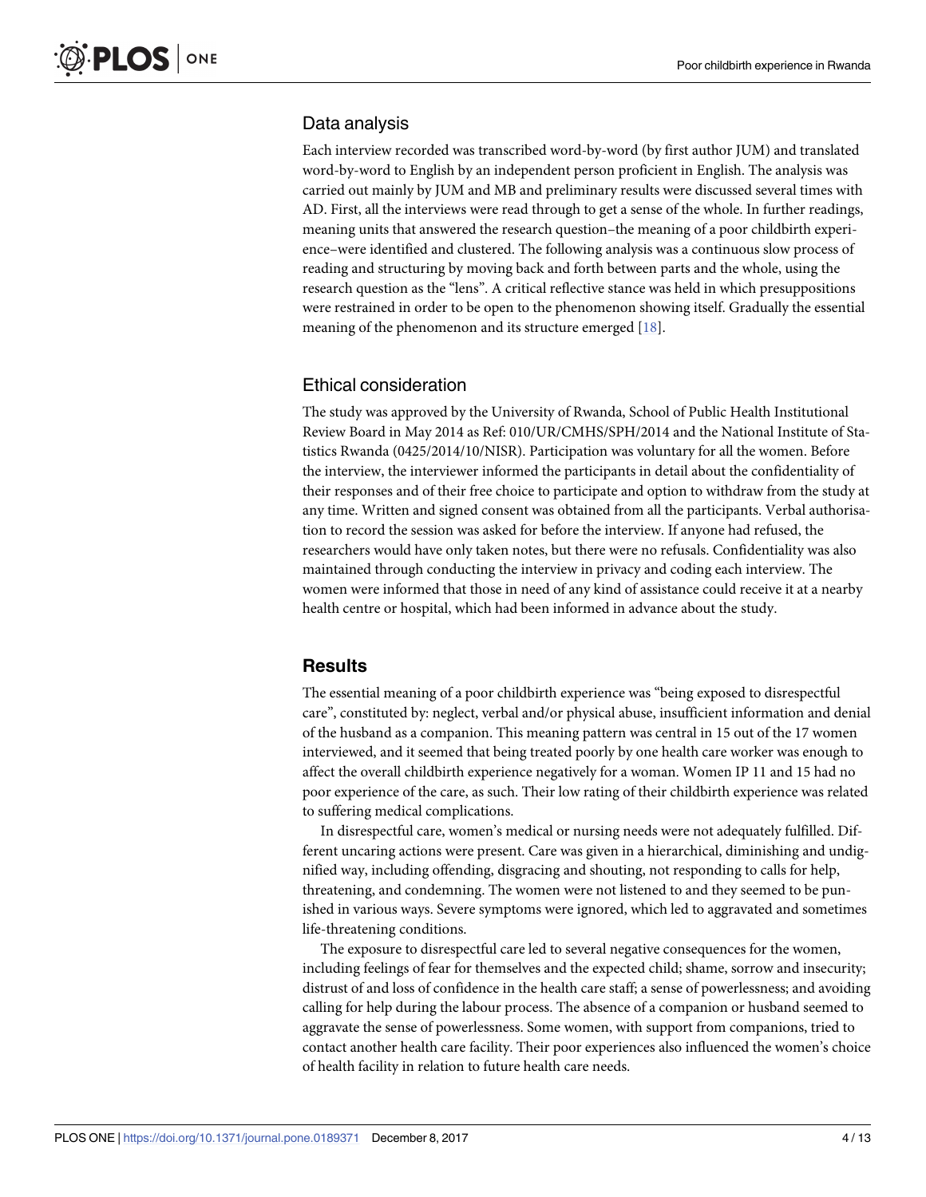## Data analysis

Each interview recorded was transcribed word-by-word (by first author JUM) and translated word-by-word to English by an independent person proficient in English. The analysis was carried out mainly by JUM and MB and preliminary results were discussed several times with AD. First, all the interviews were read through to get a sense of the whole. In further readings, meaning units that answered the research question–the meaning of a poor childbirth experience–were identified and clustered. The following analysis was a continuous slow process of reading and structuring by moving back and forth between parts and the whole, using the research question as the "lens". A critical reflective stance was held in which presuppositions were restrained in order to be open to the phenomenon showing itself. Gradually the essential meaning of the phenomenon and its structure emerged [18].

## Ethical consideration

The study was approved by the University of Rwanda, School of Public Health Institutional Review Board in May 2014 as Ref: 010/UR/CMHS/SPH/2014 and the National Institute of Statistics Rwanda (0425/2014/10/NISR). Participation was voluntary for all the women. Before the interview, the interviewer informed the participants in detail about the confidentiality of their responses and of their free choice to participate and option to withdraw from the study at any time. Written and signed consent was obtained from all the participants. Verbal authorisation to record the session was asked for before the interview. If anyone had refused, the researchers would have only taken notes, but there were no refusals. Confidentiality was also maintained through conducting the interview in privacy and coding each interview. The women were informed that those in need of any kind of assistance could receive it at a nearby health centre or hospital, which had been informed in advance about the study.

# Results

The essential meaning of a poor childbirth experience was "being exposed to disrespectful care", constituted by: neglect, verbal and/or physical abuse, insufficient information and denial of the husband as a companion. This meaning pattern was central in 15 out of the 17 women interviewed, and it seemed that being treated poorly by one health care worker was enough to affect the overall childbirth experience negatively for a woman. Women IP 11 and 15 had no poor experience of the care, as such. Their low rating of their childbirth experience was related to suffering medical complications.

In disrespectful care, women's medical or nursing needs were not adequately fulfilled. Different uncaring actions were present. Care was given in a hierarchical, diminishing and undignified way, including offending, disgracing and shouting, not responding to calls for help, threatening, and condemning. The women were not listened to and they seemed to be punished in various ways. Severe symptoms were ignored, which led to aggravated and sometimes life-threatening conditions.

The exposure to disrespectful care led to several negative consequences for the women, including feelings of fear for themselves and the expected child; shame, sorrow and insecurity; distrust of and loss of confidence in the health care staff; a sense of powerlessness; and avoiding calling for help during the labour process. The absence of a companion or husband seemed to aggravate the sense of powerlessness. Some women, with support from companions, tried to contact another health care facility. Their poor experiences also influenced the women's choice of health facility in relation to future health care needs.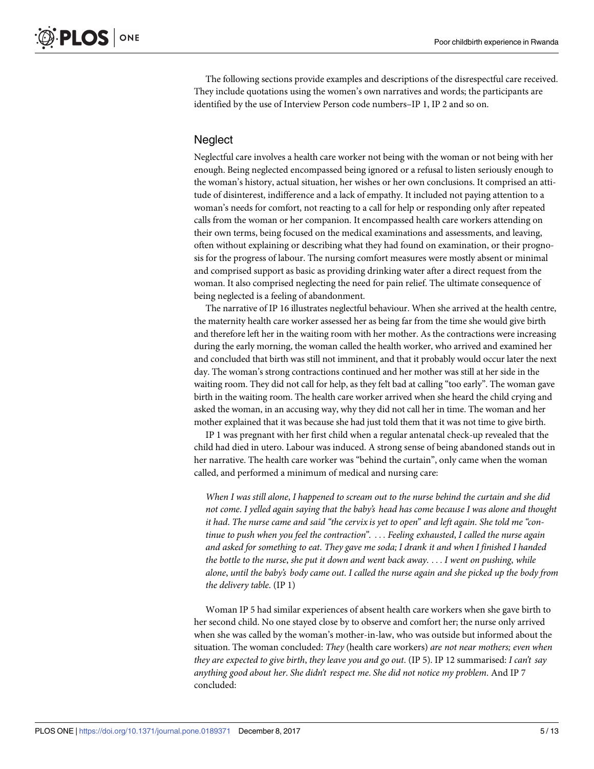The following sections provide examples and descriptions of the disrespectful care received. They include quotations using the women's own narratives and words; the participants are identified by the use of Interview Person code numbers–IP 1, IP 2 and so on.

## Neglect

Neglectful care involves a health care worker not being with the woman or not being with her enough. Being neglected encompassed being ignored or a refusal to listen seriously enough to the woman's history, actual situation, her wishes or her own conclusions. It comprised an attitude of disinterest, indifference and a lack of empathy. It included not paying attention to a woman's needs for comfort, not reacting to a call for help or responding only after repeated calls from the woman or her companion. It encompassed health care workers attending on their own terms, being focused on the medical examinations and assessments, and leaving, often without explaining or describing what they had found on examination, or their prognosis for the progress of labour. The nursing comfort measures were mostly absent or minimal and comprised support as basic as providing drinking water after a direct request from the woman. It also comprised neglecting the need for pain relief. The ultimate consequence of being neglected is a feeling of abandonment.

The narrative of IP 16 illustrates neglectful behaviour. When she arrived at the health centre, the maternity health care worker assessed her as being far from the time she would give birth and therefore left her in the waiting room with her mother. As the contractions were increasing during the early morning, the woman called the health worker, who arrived and examined her and concluded that birth was still not imminent, and that it probably would occur later the next day. The woman's strong contractions continued and her mother was still at her side in the waiting room. They did not call for help, as they felt bad at calling "too early". The woman gave birth in the waiting room. The health care worker arrived when she heard the child crying and asked the woman, in an accusing way, why they did not call her in time. The woman and her mother explained that it was because she had just told them that it was not time to give birth.

IP 1 was pregnant with her first child when a regular antenatal check-up revealed that the child had died in utero. Labour was induced. A strong sense of being abandoned stands out in her narrative. The health care worker was "behind the curtain", only came when the woman called, and performed a minimum of medical and nursing care:

> *When I was still alone, I happened to scream out to the nurse behind the curtain and she did not come. I yelled again saying that the baby's head has come because I was alone and thought it had. The nurse came and said "the cervix is yet to open" and left again. She told me "continue to push when you feel the contraction". . . . Feeling exhausted, I called the nurse again and asked for something to eat. They gave me soda; I drank it and when I finished I handed the bottle to the nurse, she put it down and went back away. . . . I went on pushing, while alone, until the baby's body came out. I called the nurse again and she picked up the body from the delivery table.* (IP 1)

Woman IP 5 had similar experiences of absent health care workers when she gave birth to her second child. No one stayed close by to observe and comfort her; the nurse only arrived when she was called by the woman's mother-in-law, who was outside but informed about the situation. The woman concluded: *They* (health care workers) *are not near mothers; even when they are expected to give birth, they leave you and go out.* (IP 5). IP 12 summarised: *I can't say anything good about her. She didn't respect me. She did not notice my problem.* And IP 7 concluded: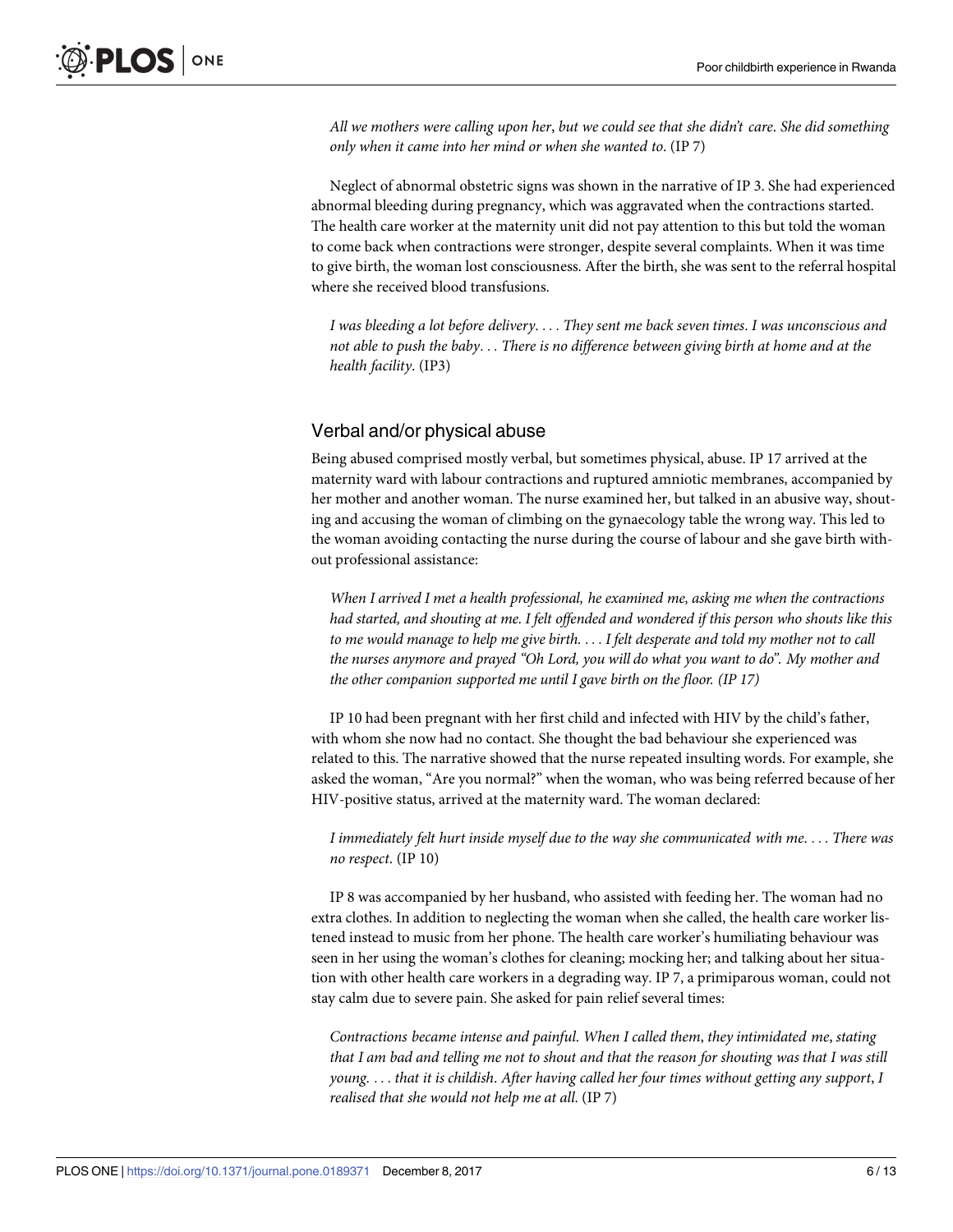*All we mothers were calling upon her, but we could see that she didn't care. She did something only when it came into her mind or when she wanted to.* (IP 7)

Neglect of abnormal obstetric signs was shown in the narrative of IP 3. She had experienced abnormal bleeding during pregnancy, which was aggravated when the contractions started. The health care worker at the maternity unit did not pay attention to this but told the woman to come back when contractions were stronger, despite several complaints. When it was time to give birth, the woman lost consciousness. After the birth, she was sent to the referral hospital where she received blood transfusions.

*I was bleeding a lot before delivery. . . . They sent me back seven times. I was unconscious and not able to push the baby. . . There is no difference between giving birth at home and at the health facility.* (IP3)

## Verbal and/or physical abuse

Being abused comprised mostly verbal, but sometimes physical, abuse. IP 17 arrived at the maternity ward with labour contractions and ruptured amniotic membranes, accompanied by her mother and another woman. The nurse examined her, but talked in an abusive way, shouting and accusing the woman of climbing on the gynaecology table the wrong way. This led to the woman avoiding contacting the nurse during the course of labour and she gave birth without professional assistance:

*When I arrived I met a health professional, he examined me, asking me when the contractions had started, and shouting at me. I felt offended and wondered if this person who shouts like this to me would manage to help me give birth. . . . I felt desperate and told my mother not to call the nurses anymore and prayed "Oh Lord, you will do what you want to do". My mother and the other companion supported me until I gave birth on the floor. (IP 17)*

IP 10 had been pregnant with her first child and infected with HIV by the child's father, with whom she now had no contact. She thought the bad behaviour she experienced was related to this. The narrative showed that the nurse repeated insulting words. For example, she asked the woman, "Are you normal?" when the woman, who was being referred because of her HIV-positive status, arrived at the maternity ward. The woman declared:

*I immediately felt hurt inside myself due to the way she communicated with me. . . . There was no respect.* (IP 10)

IP 8 was accompanied by her husband, who assisted with feeding her. The woman had no extra clothes. In addition to neglecting the woman when she called, the health care worker listened instead to music from her phone. The health care worker's humiliating behaviour was seen in her using the woman's clothes for cleaning; mocking her; and talking about her situation with other health care workers in a degrading way. IP 7, a primiparous woman, could not stay calm due to severe pain. She asked for pain relief several times:

*Contractions became intense and painful. When I called them, they intimidated me, stating that I am bad and telling me not to shout and that the reason for shouting was that I was still young. . . . that it is childish. After having called her four times without getting any support, I realised that she would not help me at all.* (IP 7)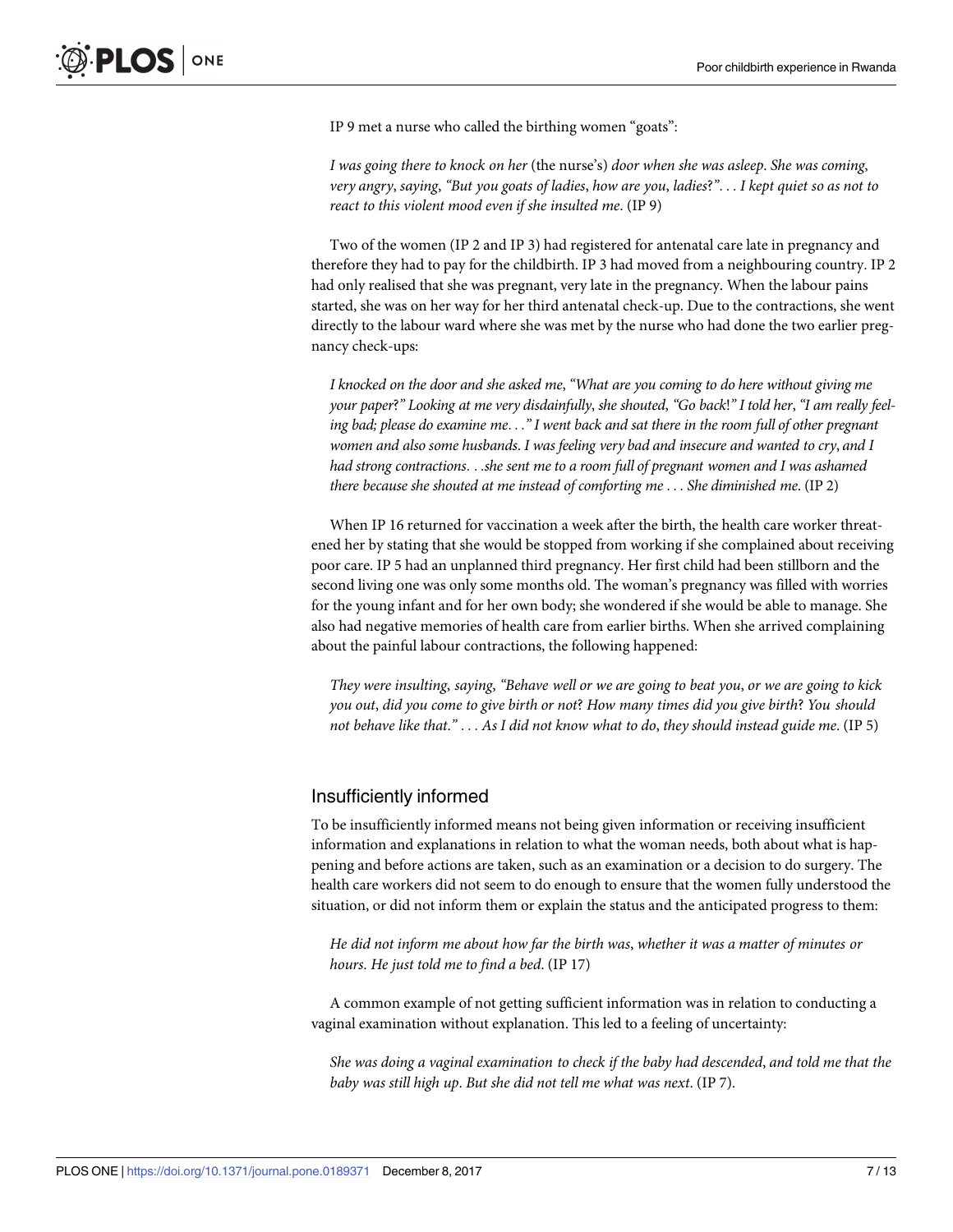IP 9 met a nurse who called the birthing women "goats":

> *I was going there to knock on her* (the nurse's) *door when she was asleep. She was coming, very angry, saying, "But you goats of ladies, how are you, ladies?". . . I kept quiet so as not to react to this violent mood even if she insulted me.* (IP 9)

Two of the women (IP 2 and IP 3) had registered for antenatal care late in pregnancy and therefore they had to pay for the childbirth. IP 3 had moved from a neighbouring country. IP 2 had only realised that she was pregnant, very late in the pregnancy. When the labour pains started, she was on her way for her third antenatal check-up. Due to the contractions, she went directly to the labour ward where she was met by the nurse who had done the two earlier pregnancy check-ups:

> *I knocked on the door and she asked me, "What are you coming to do here without giving me your paper?" Looking at me very disdainfully, she shouted, "Go back!" I told her, "I am really feeling bad; please do examine me. . ." I went back and sat there in the room full of other pregnant women and also some husbands. I was feeling very bad and insecure and wanted to cry, and I had strong contractions. . .she sent me to a room full of pregnant women and I was ashamed there because she shouted at me instead of comforting me . . . She diminished me.* (IP 2)

When IP 16 returned for vaccination a week after the birth, the health care worker threatened her by stating that she would be stopped from working if she complained about receiving poor care. IP 5 had an unplanned third pregnancy. Her first child had been stillborn and the second living one was only some months old. The woman's pregnancy was filled with worries for the young infant and for her own body; she wondered if she would be able to manage. She also had negative memories of health care from earlier births. When she arrived complaining about the painful labour contractions, the following happened:

> *They were insulting, saying, "Behave well or we are going to beat you, or we are going to kick you out, did you come to give birth or not? How many times did you give birth? You should not behave like that." . . . As I did not know what to do, they should instead guide me.* (IP 5)

## Insufficiently informed

To be insufficiently informed means not being given information or receiving insufficient information and explanations in relation to what the woman needs, both about what is happening and before actions are taken, such as an examination or a decision to do surgery. The health care workers did not seem to do enough to ensure that the women fully understood the situation, or did not inform them or explain the status and the anticipated progress to them:

> *He did not inform me about how far the birth was, whether it was a matter of minutes or hours. He just told me to find a bed.* (IP 17)

A common example of not getting sufficient information was in relation to conducting a vaginal examination without explanation. This led to a feeling of uncertainty:

> *She was doing a vaginal examination to check if the baby had descended, and told me that the baby was still high up. But she did not tell me what was next.* (IP 7).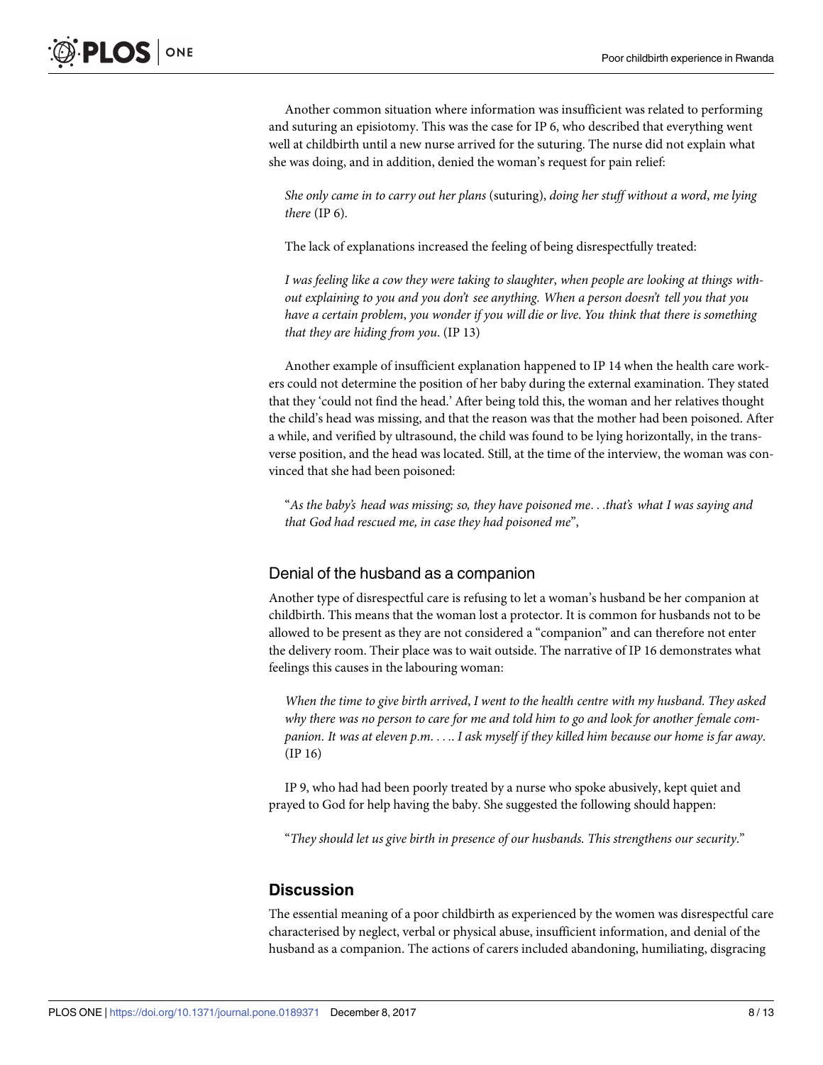Another common situation where information was insufficient was related to performing and suturing an episiotomy. This was the case for IP 6, who described that everything went well at childbirth until a new nurse arrived for the suturing. The nurse did not explain what she was doing, and in addition, denied the woman's request for pain relief:

> *She only came in to carry out her plans* (suturing), *doing her stuff without a word*, *me lying there* (IP 6).

The lack of explanations increased the feeling of being disrespectfully treated:

> *I was feeling like a cow they were taking to slaughter*, *when people are looking at things without explaining to you and you don't see anything. When a person doesn't tell you that you have a certain problem*, *you wonder if you will die or live. You think that there is something that they are hiding from you*. (IP 13)

Another example of insufficient explanation happened to IP 14 when the health care workers could not determine the position of her baby during the external examination. They stated that they 'could not find the head.' After being told this, the woman and her relatives thought the child's head was missing, and that the reason was that the mother had been poisoned. After a while, and verified by ultrasound, the child was found to be lying horizontally, in the transverse position, and the head was located. Still, at the time of the interview, the woman was convinced that she had been poisoned:

> "*As the baby's head was missing; so, they have poisoned me. . .that's what I was saying and that God had rescued me, in case they had poisoned me*",

### Denial of the husband as a companion

Another type of disrespectful care is refusing to let a woman's husband be her companion at childbirth. This means that the woman lost a protector. It is common for husbands not to be allowed to be present as they are not considered a "companion" and can therefore not enter the delivery room. Their place was to wait outside. The narrative of IP 16 demonstrates what feelings this causes in the labouring woman:

> *When the time to give birth arrived*, *I went to the health centre with my husband. They asked why there was no person to care for me and told him to go and look for another female companion. It was at eleven p.m. . . .. I ask myself if they killed him because our home is far away*. (IP 16)

IP 9, who had had been poorly treated by a nurse who spoke abusively, kept quiet and prayed to God for help having the baby. She suggested the following should happen:

> "*They should let us give birth in presence of our husbands. This strengthens our security*."

## Discussion

The essential meaning of a poor childbirth as experienced by the women was disrespectful care characterised by neglect, verbal or physical abuse, insufficient information, and denial of the husband as a companion. The actions of carers included abandoning, humiliating, disgracing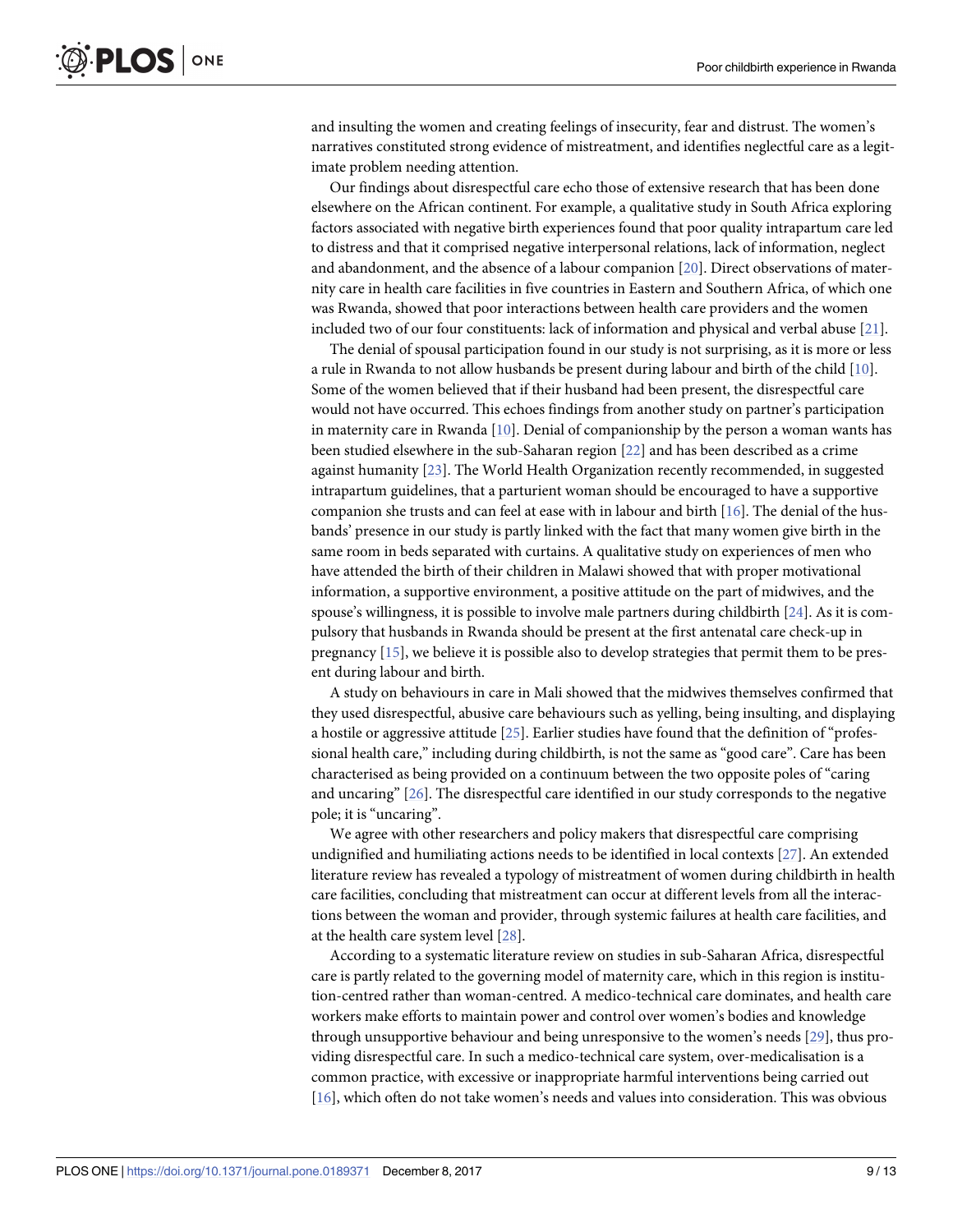and insulting the women and creating feelings of insecurity, fear and distrust. The women's narratives constituted strong evidence of mistreatment, and identifies neglectful care as a legitimate problem needing attention.

Our findings about disrespectful care echo those of extensive research that has been done elsewhere on the African continent. For example, a qualitative study in South Africa exploring factors associated with negative birth experiences found that poor quality intrapartum care led to distress and that it comprised negative interpersonal relations, lack of information, neglect and abandonment, and the absence of a labour companion [20]. Direct observations of maternity care in health care facilities in five countries in Eastern and Southern Africa, of which one was Rwanda, showed that poor interactions between health care providers and the women included two of our four constituents: lack of information and physical and verbal abuse [21].

The denial of spousal participation found in our study is not surprising, as it is more or less a rule in Rwanda to not allow husbands be present during labour and birth of the child [10]. Some of the women believed that if their husband had been present, the disrespectful care would not have occurred. This echoes findings from another study on partner's participation in maternity care in Rwanda [10]. Denial of companionship by the person a woman wants has been studied elsewhere in the sub-Saharan region [22] and has been described as a crime against humanity [23]. The World Health Organization recently recommended, in suggested intrapartum guidelines, that a parturient woman should be encouraged to have a supportive companion she trusts and can feel at ease with in labour and birth [16]. The denial of the husbands' presence in our study is partly linked with the fact that many women give birth in the same room in beds separated with curtains. A qualitative study on experiences of men who have attended the birth of their children in Malawi showed that with proper motivational information, a supportive environment, a positive attitude on the part of midwives, and the spouse's willingness, it is possible to involve male partners during childbirth [24]. As it is compulsory that husbands in Rwanda should be present at the first antenatal care check-up in pregnancy [15], we believe it is possible also to develop strategies that permit them to be present during labour and birth.

A study on behaviours in care in Mali showed that the midwives themselves confirmed that they used disrespectful, abusive care behaviours such as yelling, being insulting, and displaying a hostile or aggressive attitude [25]. Earlier studies have found that the definition of "professional health care," including during childbirth, is not the same as "good care". Care has been characterised as being provided on a continuum between the two opposite poles of "caring and uncaring" [26]. The disrespectful care identified in our study corresponds to the negative pole; it is "uncaring".

We agree with other researchers and policy makers that disrespectful care comprising undignified and humiliating actions needs to be identified in local contexts [27]. An extended literature review has revealed a typology of mistreatment of women during childbirth in health care facilities, concluding that mistreatment can occur at different levels from all the interactions between the woman and provider, through systemic failures at health care facilities, and at the health care system level [28].

According to a systematic literature review on studies in sub-Saharan Africa, disrespectful care is partly related to the governing model of maternity care, which in this region is institution-centred rather than woman-centred. A medico-technical care dominates, and health care workers make efforts to maintain power and control over women's bodies and knowledge through unsupportive behaviour and being unresponsive to the women's needs [29], thus providing disrespectful care. In such a medico-technical care system, over-medicalisation is a common practice, with excessive or inappropriate harmful interventions being carried out [16], which often do not take women's needs and values into consideration. This was obvious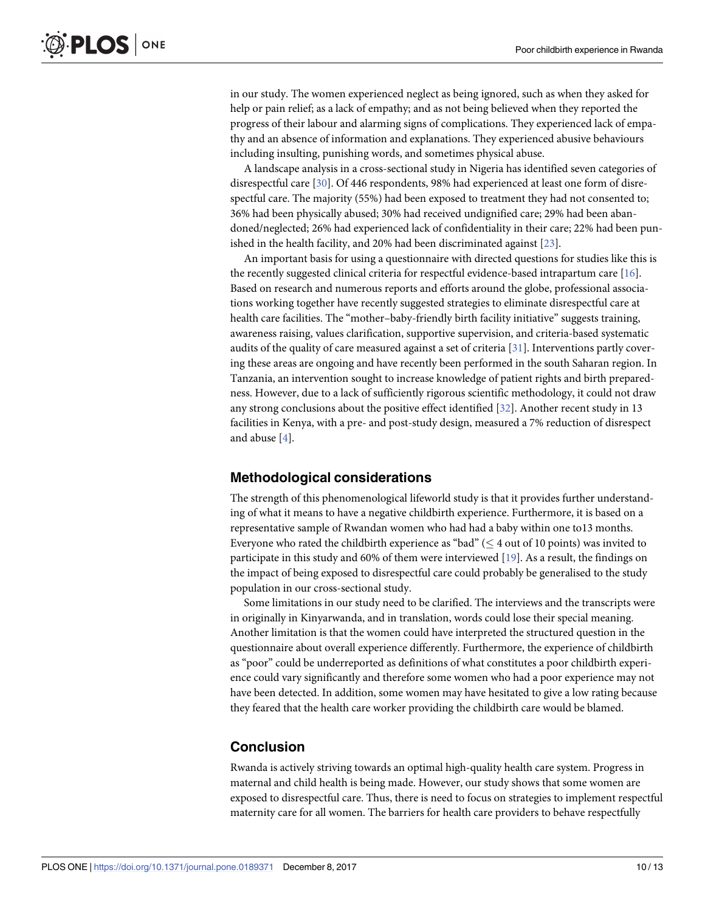in our study. The women experienced neglect as being ignored, such as when they asked for help or pain relief; as a lack of empathy; and as not being believed when they reported the progress of their labour and alarming signs of complications. They experienced lack of empathy and an absence of information and explanations. They experienced abusive behaviours including insulting, punishing words, and sometimes physical abuse.

A landscape analysis in a cross-sectional study in Nigeria has identified seven categories of disrespectful care [30]. Of 446 respondents, 98% had experienced at least one form of disrespectful care. The majority (55%) had been exposed to treatment they had not consented to; 36% had been physically abused; 30% had received undignified care; 29% had been abandoned/neglected; 26% had experienced lack of confidentiality in their care; 22% had been punished in the health facility, and 20% had been discriminated against [23].

An important basis for using a questionnaire with directed questions for studies like this is the recently suggested clinical criteria for respectful evidence-based intrapartum care [16]. Based on research and numerous reports and efforts around the globe, professional associations working together have recently suggested strategies to eliminate disrespectful care at health care facilities. The "mother–baby-friendly birth facility initiative" suggests training, awareness raising, values clarification, supportive supervision, and criteria-based systematic audits of the quality of care measured against a set of criteria [31]. Interventions partly covering these areas are ongoing and have recently been performed in the south Saharan region. In Tanzania, an intervention sought to increase knowledge of patient rights and birth preparedness. However, due to a lack of sufficiently rigorous scientific methodology, it could not draw any strong conclusions about the positive effect identified [32]. Another recent study in 13 facilities in Kenya, with a pre- and post-study design, measured a 7% reduction of disrespect and abuse [4].

## Methodological considerations

The strength of this phenomenological lifeworld study is that it provides further understanding of what it means to have a negative childbirth experience. Furthermore, it is based on a representative sample of Rwandan women who had had a baby within one to13 months. Everyone who rated the childbirth experience as "bad" ($\leq$ 4 out of 10 points) was invited to participate in this study and 60% of them were interviewed [19]. As a result, the findings on the impact of being exposed to disrespectful care could probably be generalised to the study population in our cross-sectional study.

Some limitations in our study need to be clarified. The interviews and the transcripts were in originally in Kinyarwanda, and in translation, words could lose their special meaning. Another limitation is that the women could have interpreted the structured question in the questionnaire about overall experience differently. Furthermore, the experience of childbirth as "poor" could be underreported as definitions of what constitutes a poor childbirth experience could vary significantly and therefore some women who had a poor experience may not have been detected. In addition, some women may have hesitated to give a low rating because they feared that the health care worker providing the childbirth care would be blamed.

## Conclusion

Rwanda is actively striving towards an optimal high-quality health care system. Progress in maternal and child health is being made. However, our study shows that some women are exposed to disrespectful care. Thus, there is need to focus on strategies to implement respectful maternity care for all women. The barriers for health care providers to behave respectfully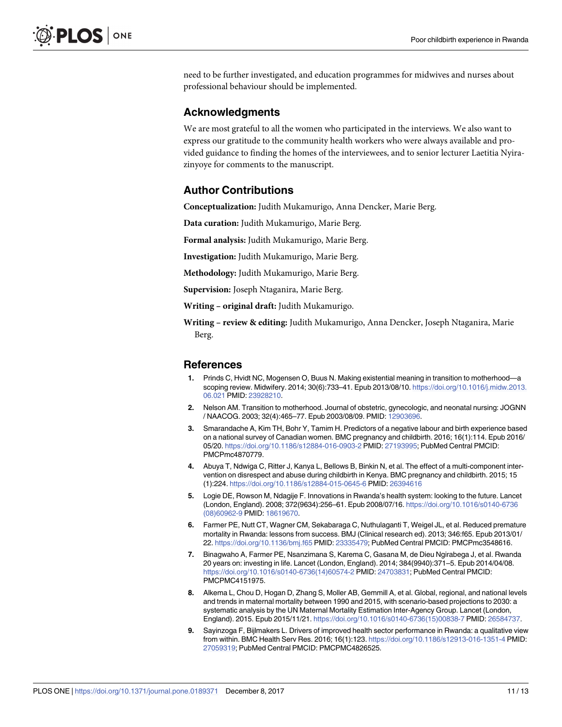need to be further investigated, and education programmes for midwives and nurses about professional behaviour should be implemented.

## Acknowledgments

We are most grateful to all the women who participated in the interviews. We also want to express our gratitude to the community health workers who were always available and provided guidance to finding the homes of the interviewees, and to senior lecturer Laetitia Nyirazinyoye for comments to the manuscript.

## Author Contributions

**Conceptualization:** Judith Mukamurigo, Anna Dencker, Marie Berg.

**Data curation:** Judith Mukamurigo, Marie Berg.

**Formal analysis:** Judith Mukamurigo, Marie Berg.

**Investigation:** Judith Mukamurigo, Marie Berg.

**Methodology:** Judith Mukamurigo, Marie Berg.

**Supervision:** Joseph Ntaganira, Marie Berg.

**Writing – original draft:** Judith Mukamurigo.

**Writing – review & editing:** Judith Mukamurigo, Anna Dencker, Joseph Ntaganira, Marie Berg.

## References

1. Prinds C, Hvidt NC, Mogensen O, Buus N. Making existential meaning in transition to motherhood—a scoping review. Midwifery. 2014; 30(6):733–41. Epub 2013/08/10. https://doi.org/10.1016/j.midw.2013.06.021 PMID: 23928210.
2. Nelson AM. Transition to motherhood. Journal of obstetric, gynecologic, and neonatal nursing: JOGNN / NAACOG. 2003; 32(4):465–77. Epub 2003/08/09. PMID: 12903696.
3. Smarandache A, Kim TH, Bohr Y, Tamim H. Predictors of a negative labour and birth experience based on a national survey of Canadian women. BMC pregnancy and childbirth. 2016; 16(1):114. Epub 2016/05/20. https://doi.org/10.1186/s12884-016-0903-2 PMID: 27193995; PubMed Central PMCID: PMCPmc4870779.
4. Abuya T, Ndwiga C, Ritter J, Kanya L, Bellows B, Binkin N, et al. The effect of a multi-component intervention on disrespect and abuse during childbirth in Kenya. BMC pregnancy and childbirth. 2015; 15 (1):224. https://doi.org/10.1186/s12884-015-0645-6 PMID: 26394616
5. Logie DE, Rowson M, Ndagije F. Innovations in Rwanda's health system: looking to the future. Lancet (London, England). 2008; 372(9634):256–61. Epub 2008/07/16. https://doi.org/10.1016/s0140-6736(08)60962-9 PMID: 18619670.
6. Farmer PE, Nutt CT, Wagner CM, Sekabaraga C, Nuthulaganti T, Weigel JL, et al. Reduced premature mortality in Rwanda: lessons from success. BMJ (Clinical research ed). 2013; 346:f65. Epub 2013/01/22. https://doi.org/10.1136/bmj.f65 PMID: 23335479; PubMed Central PMCID: PMCPmc3548616.
7. Binagwaho A, Farmer PE, Nsanzimana S, Karema C, Gasana M, de Dieu Ngirabega J, et al. Rwanda 20 years on: investing in life. Lancet (London, England). 2014; 384(9940):371–5. Epub 2014/04/08. https://doi.org/10.1016/s0140-6736(14)60574-2 PMID: 24703831; PubMed Central PMCID: PMCPMC4151975.
8. Alkema L, Chou D, Hogan D, Zhang S, Moller AB, Gemmill A, et al. Global, regional, and national levels and trends in maternal mortality between 1990 and 2015, with scenario-based projections to 2030: a systematic analysis by the UN Maternal Mortality Estimation Inter-Agency Group. Lancet (London, England). 2015. Epub 2015/11/21. https://doi.org/10.1016/s0140-6736(15)00838-7 PMID: 26584737.
9. Sayinzoga F, Bijlmakers L. Drivers of improved health sector performance in Rwanda: a qualitative view from within. BMC Health Serv Res. 2016; 16(1):123. https://doi.org/10.1186/s12913-016-1351-4 PMID: 27059319; PubMed Central PMCID: PMCPMC4826525.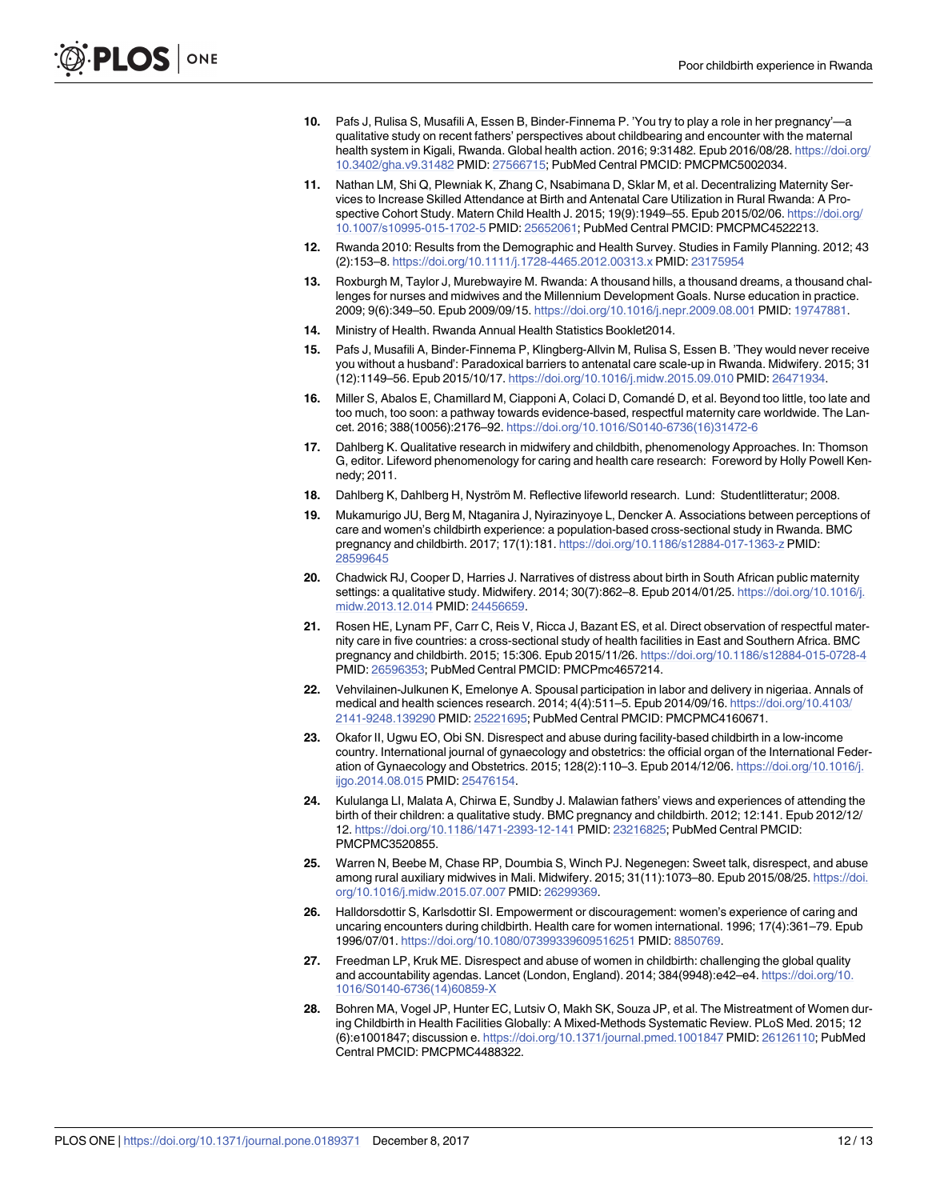10. Pafs J, Rulisa S, Musafili A, Essen B, Binder-Finnema P. 'You try to play a role in her pregnancy'—a qualitative study on recent fathers' perspectives about childbearing and encounter with the maternal health system in Kigali, Rwanda. Global health action. 2016; 9:31482. Epub 2016/08/28. https://doi.org/10.3402/gha.v9.31482 PMID: 27566715; PubMed Central PMCID: PMCPMC5002034.
11. Nathan LM, Shi Q, Plewniak K, Zhang C, Nsabimana D, Sklar M, et al. Decentralizing Maternity Services to Increase Skilled Attendance at Birth and Antenatal Care Utilization in Rural Rwanda: A Prospective Cohort Study. Matern Child Health J. 2015; 19(9):1949–55. Epub 2015/02/06. https://doi.org/10.1007/s10995-015-1702-5 PMID: 25652061; PubMed Central PMCID: PMCPMC4522213.
12. Rwanda 2010: Results from the Demographic and Health Survey. Studies in Family Planning. 2012; 43 (2):153–8. https://doi.org/10.1111/j.1728-4465.2012.00313.x PMID: 23175954
13. Roxburgh M, Taylor J, Murebwayire M. Rwanda: A thousand hills, a thousand dreams, a thousand challenges for nurses and midwives and the Millennium Development Goals. Nurse education in practice. 2009; 9(6):349–50. Epub 2009/09/15. https://doi.org/10.1016/j.nepr.2009.08.001 PMID: 19747881.
14. Ministry of Health. Rwanda Annual Health Statistics Booklet2014.
15. Pafs J, Musafili A, Binder-Finnema P, Klingberg-Allvin M, Rulisa S, Essen B. 'They would never receive you without a husband': Paradoxical barriers to antenatal care scale-up in Rwanda. Midwifery. 2015; 31 (12):1149–56. Epub 2015/10/17. https://doi.org/10.1016/j.midw.2015.09.010 PMID: 26471934.
16. Miller S, Abalos E, Chamillard M, Ciapponi A, Colaci D, Comandé D, et al. Beyond too little, too late and too much, too soon: a pathway towards evidence-based, respectful maternity care worldwide. The Lancet. 2016; 388(10056):2176–92. https://doi.org/10.1016/S0140-6736(16)31472-6
17. Dahlberg K. Qualitative research in midwifery and childbirth, phenomenology Approaches. In: Thomson G, editor. Lifeword phenomenology for caring and health care research: Foreword by Holly Powell Kennedy; 2011.
18. Dahlberg K, Dahlberg H, Nyström M. Reflective lifeworld research. Lund: Studentlitteratur; 2008.
19. Mukamurigo JU, Berg M, Ntaganira J, Nyirazinyoye L, Dencker A. Associations between perceptions of care and women's childbirth experience: a population-based cross-sectional study in Rwanda. BMC pregnancy and childbirth. 2017; 17(1):181. https://doi.org/10.1186/s12884-017-1363-z PMID: 28599645
20. Chadwick RJ, Cooper D, Harries J. Narratives of distress about birth in South African public maternity settings: a qualitative study. Midwifery. 2014; 30(7):862–8. Epub 2014/01/25. https://doi.org/10.1016/j.midw.2013.12.014 PMID: 24456659.
21. Rosen HE, Lynam PF, Carr C, Reis V, Ricca J, Bazant ES, et al. Direct observation of respectful maternity care in five countries: a cross-sectional study of health facilities in East and Southern Africa. BMC pregnancy and childbirth. 2015; 15:306. Epub 2015/11/26. https://doi.org/10.1186/s12884-015-0728-4 PMID: 26596353; PubMed Central PMCID: PMCPmc4657214.
22. Vehvilainen-Julkunen K, Emelonye A. Spousal participation in labor and delivery in nigeriaa. Annals of medical and health sciences research. 2014; 4(4):511–5. Epub 2014/09/16. https://doi.org/10.4103/2141-9248.139290 PMID: 25221695; PubMed Central PMCID: PMCPMC4160671.
23. Okafor II, Ugwu EO, Obi SN. Disrespect and abuse during facility-based childbirth in a low-income country. International journal of gynaecology and obstetrics: the official organ of the International Federation of Gynaecology and Obstetrics. 2015; 128(2):110–3. Epub 2014/12/06. https://doi.org/10.1016/j.ijgo.2014.08.015 PMID: 25476154.
24. Kululanga LI, Malata A, Chirwa E, Sundby J. Malawian fathers' views and experiences of attending the birth of their children: a qualitative study. BMC pregnancy and childbirth. 2012; 12:141. Epub 2012/12/12. https://doi.org/10.1186/1471-2393-12-141 PMID: 23216825; PubMed Central PMCID: PMCPMC3520855.
25. Warren N, Beebe M, Chase RP, Doumbia S, Winch PJ. Negenegen: Sweet talk, disrespect, and abuse among rural auxiliary midwives in Mali. Midwifery. 2015; 31(11):1073–80. Epub 2015/08/25. https://doi.org/10.1016/j.midw.2015.07.007 PMID: 26299369.
26. Halldorsdottir S, Karlsdottir SI. Empowerment or discouragement: women's experience of caring and uncaring encounters during childbirth. Health care for women international. 1996; 17(4):361–79. Epub 1996/07/01. https://doi.org/10.1080/07399339609516251 PMID: 8850769.
27. Freedman LP, Kruk ME. Disrespect and abuse of women in childbirth: challenging the global quality and accountability agendas. Lancet (London, England). 2014; 384(9948):e42–e4. https://doi.org/10.1016/S0140-6736(14)60859-X
28. Bohren MA, Vogel JP, Hunter EC, Lutsiv O, Makh SK, Souza JP, et al. The Mistreatment of Women during Childbirth in Health Facilities Globally: A Mixed-Methods Systematic Review. PLoS Med. 2015; 12 (6):e1001847; discussion e. https://doi.org/10.1371/journal.pmed.1001847 PMID: 26126110; PubMed Central PMCID: PMCPMC4488322.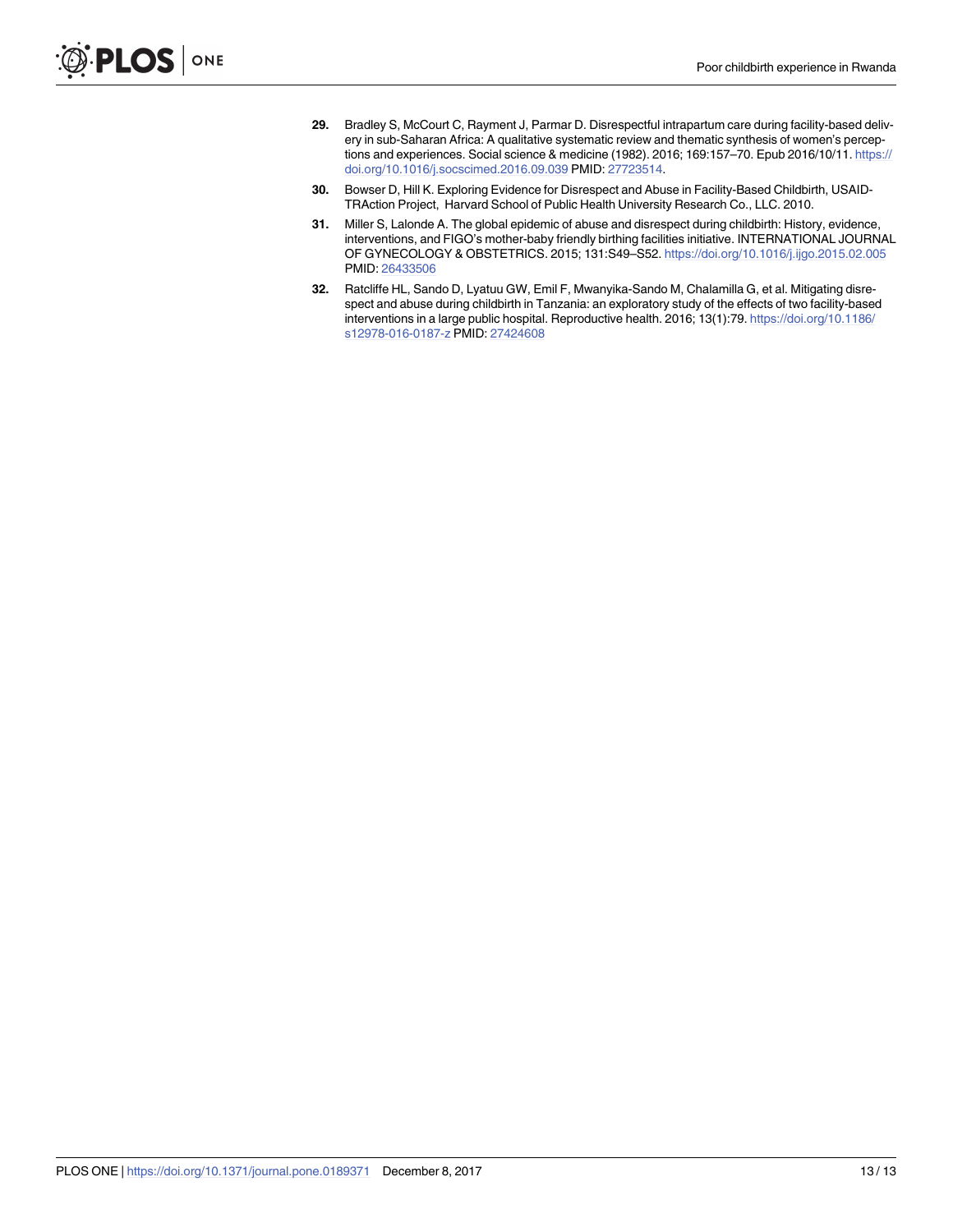29. Bradley S, McCourt C, Rayment J, Parmar D. Disrespectful intrapartum care during facility-based delivery in sub-Saharan Africa: A qualitative systematic review and thematic synthesis of women's perceptions and experiences. Social science & medicine (1982). 2016; 169:157–70. Epub 2016/10/11. https://doi.org/10.1016/j.socscimed.2016.09.039 PMID: 27723514.

30. Bowser D, Hill K. Exploring Evidence for Disrespect and Abuse in Facility-Based Childbirth, USAID-TRAction Project, Harvard School of Public Health University Research Co., LLC. 2010.

31. Miller S, Lalonde A. The global epidemic of abuse and disrespect during childbirth: History, evidence, interventions, and FIGO's mother-baby friendly birthing facilities initiative. INTERNATIONAL JOURNAL OF GYNECOLOGY & OBSTETRICS. 2015; 131:S49–S52. https://doi.org/10.1016/j.ijgo.2015.02.005 PMID: 26433506

32. Ratcliffe HL, Sando D, Lyatuu GW, Emil F, Mwanyika-Sando M, Chalamilla G, et al. Mitigating disrespect and abuse during childbirth in Tanzania: an exploratory study of the effects of two facility-based interventions in a large public hospital. Reproductive health. 2016; 13(1):79. https://doi.org/10.1186/s12978-016-0187-z PMID: 27424608